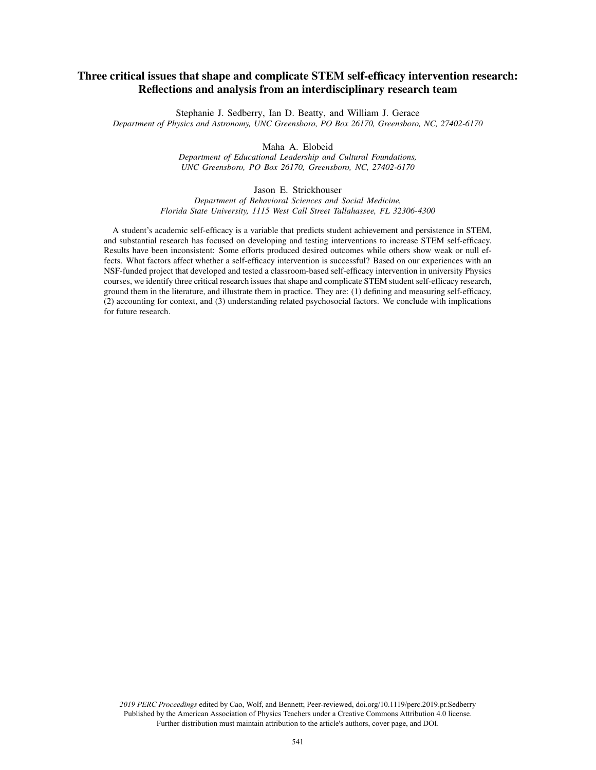# Three critical issues that shape and complicate STEM self-efficacy intervention research: Reflections and analysis from an interdisciplinary research team

Stephanie J. Sedberry, Ian D. Beatty, and William J. Gerace

*Department of Physics and Astronomy, UNC Greensboro, PO Box 26170, Greensboro, NC, 27402-6170*

Maha A. Elobeid

*Department of Educational Leadership and Cultural Foundations, UNC Greensboro, PO Box 26170, Greensboro, NC, 27402-6170*

Jason E. Strickhouser

*Department of Behavioral Sciences and Social Medicine, Florida State University, 1115 West Call Street Tallahassee, FL 32306-4300*

A student's academic self-efficacy is a variable that predicts student achievement and persistence in STEM, and substantial research has focused on developing and testing interventions to increase STEM self-efficacy. Results have been inconsistent: Some efforts produced desired outcomes while others show weak or null effects. What factors affect whether a self-efficacy intervention is successful? Based on our experiences with an NSF-funded project that developed and tested a classroom-based self-efficacy intervention in university Physics courses, we identify three critical research issues that shape and complicate STEM student self-efficacy research, ground them in the literature, and illustrate them in practice. They are: (1) defining and measuring self-efficacy, (2) accounting for context, and (3) understanding related psychosocial factors. We conclude with implications for future research.

*2019 PERC Proceedings* edited by Cao, Wolf, and Bennett; Peer-reviewed, doi.org/10.1119/perc.2019.pr.Sedberry
Published by the American Association of Physics Teachers under a Creative Commons Attribution 4.0 license.
Further distribution must maintain attribution to the article's authors, cover page, and DOI.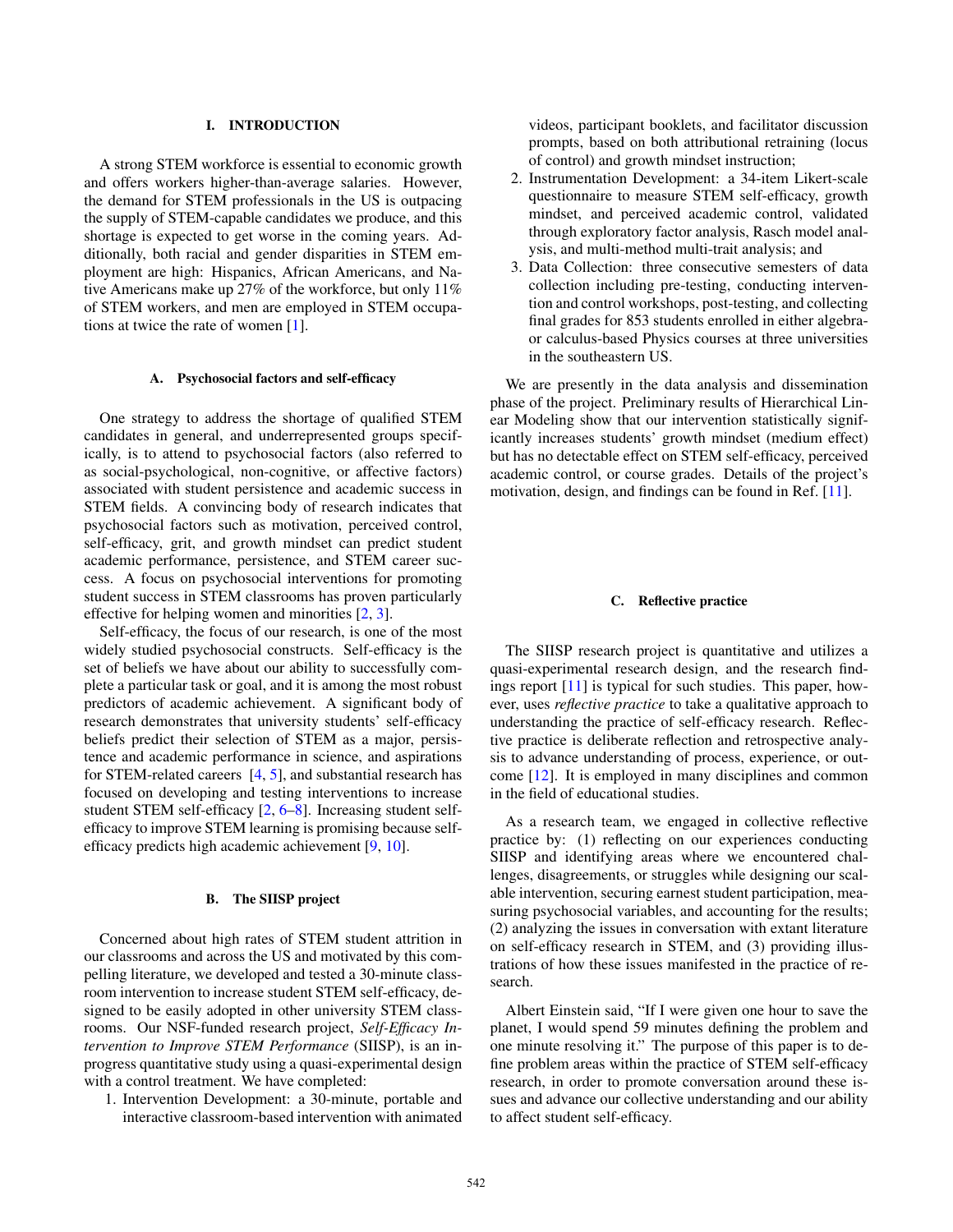## I. INTRODUCTION

A strong STEM workforce is essential to economic growth and offers workers higher-than-average salaries. However, the demand for STEM professionals in the US is outpacing the supply of STEM-capable candidates we produce, and this shortage is expected to get worse in the coming years. Additionally, both racial and gender disparities in STEM employment are high: Hispanics, African Americans, and Native Americans make up 27% of the workforce, but only 11% of STEM workers, and men are employed in STEM occupations at twice the rate of women [1].

### A. Psychosocial factors and self-efficacy

One strategy to address the shortage of qualified STEM candidates in general, and underrepresented groups specifically, is to attend to psychosocial factors (also referred to as social-psychological, non-cognitive, or affective factors) associated with student persistence and academic success in STEM fields. A convincing body of research indicates that psychosocial factors such as motivation, perceived control, self-efficacy, grit, and growth mindset can predict student academic performance, persistence, and STEM career success. A focus on psychosocial interventions for promoting student success in STEM classrooms has proven particularly effective for helping women and minorities [2, 3].

Self-efficacy, the focus of our research, is one of the most widely studied psychosocial constructs. Self-efficacy is the set of beliefs we have about our ability to successfully complete a particular task or goal, and it is among the most robust predictors of academic achievement. A significant body of research demonstrates that university students' self-efficacy beliefs predict their selection of STEM as a major, persistence and academic performance in science, and aspirations for STEM-related careers [4, 5], and substantial research has focused on developing and testing interventions to increase student STEM self-efficacy [2, 6–8]. Increasing student self-efficacy to improve STEM learning is promising because self-efficacy predicts high academic achievement [9, 10].

### B. The SIISP project

Concerned about high rates of STEM student attrition in our classrooms and across the US and motivated by this compelling literature, we developed and tested a 30-minute classroom intervention to increase student STEM self-efficacy, designed to be easily adopted in other university STEM classrooms. Our NSF-funded research project, *Self-Efficacy Intervention to Improve STEM Performance* (SIISP), is an in-progress quantitative study using a quasi-experimental design with a control treatment. We have completed:

1. Intervention Development: a 30-minute, portable and interactive classroom-based intervention with animated videos, participant booklets, and facilitator discussion prompts, based on both attributional retraining (locus of control) and growth mindset instruction;
2. Instrumentation Development: a 34-item Likert-scale questionnaire to measure STEM self-efficacy, growth mindset, and perceived academic control, validated through exploratory factor analysis, Rasch model analysis, and multi-method multi-trait analysis; and
3. Data Collection: three consecutive semesters of data collection including pre-testing, conducting intervention and control workshops, post-testing, and collecting final grades for 853 students enrolled in either algebra- or calculus-based Physics courses at three universities in the southeastern US.

We are presently in the data analysis and dissemination phase of the project. Preliminary results of Hierarchical Linear Modeling show that our intervention statistically significantly increases students' growth mindset (medium effect) but has no detectable effect on STEM self-efficacy, perceived academic control, or course grades. Details of the project's motivation, design, and findings can be found in Ref. [11].

### C. Reflective practice

The SIISP research project is quantitative and utilizes a quasi-experimental research design, and the research findings report [11] is typical for such studies. This paper, however, uses *reflective practice* to take a qualitative approach to understanding the practice of self-efficacy research. Reflective practice is deliberate reflection and retrospective analysis to advance understanding of process, experience, or outcome [12]. It is employed in many disciplines and common in the field of educational studies.

As a research team, we engaged in collective reflective practice by: (1) reflecting on our experiences conducting SIISP and identifying areas where we encountered challenges, disagreements, or struggles while designing our scalable intervention, securing earnest student participation, measuring psychosocial variables, and accounting for the results; (2) analyzing the issues in conversation with extant literature on self-efficacy research in STEM, and (3) providing illustrations of how these issues manifested in the practice of research.

Albert Einstein said, "If I were given one hour to save the planet, I would spend 59 minutes defining the problem and one minute resolving it." The purpose of this paper is to define problem areas within the practice of STEM self-efficacy research, in order to promote conversation around these issues and advance our collective understanding and our ability to affect student self-efficacy.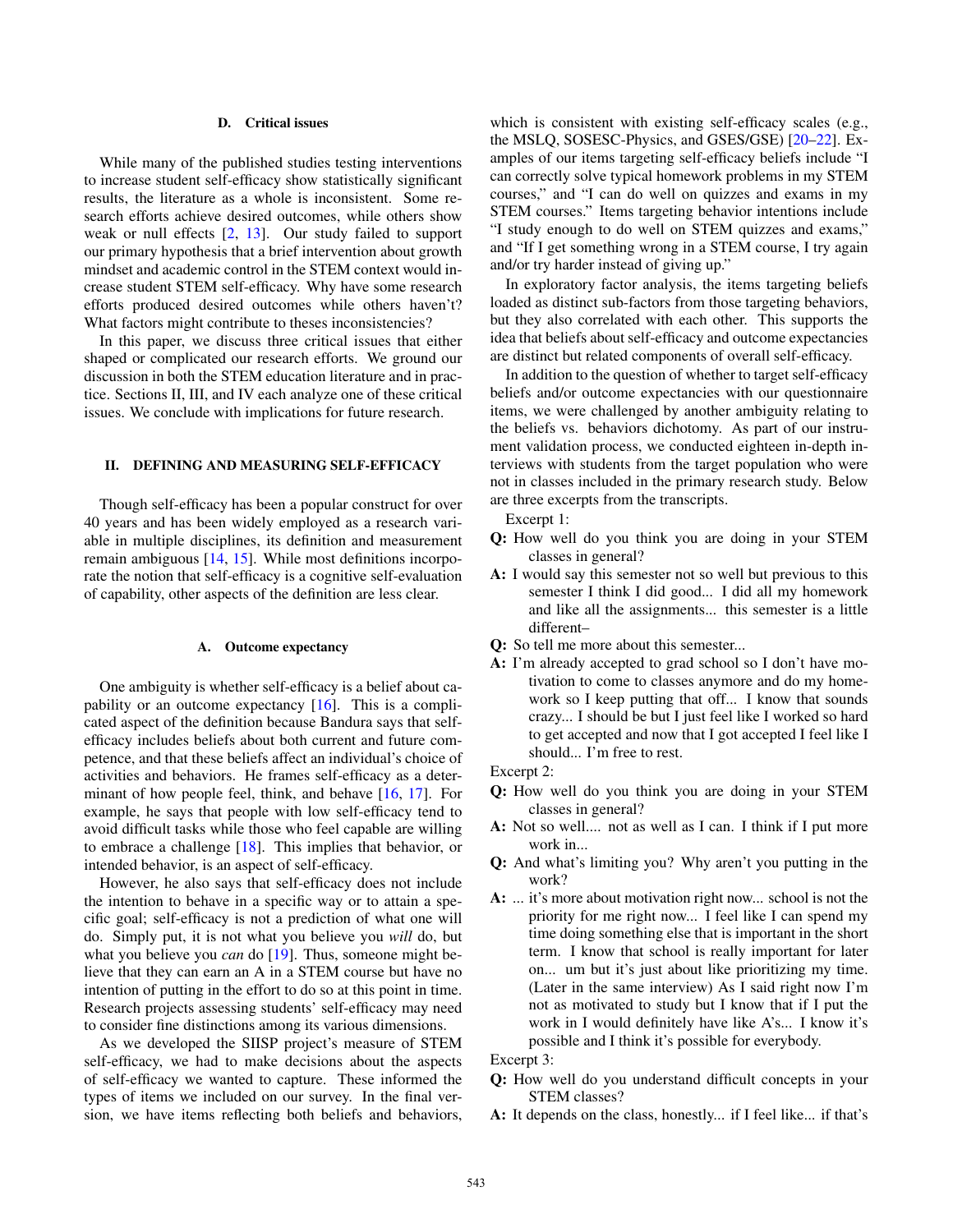### D. Critical issues

While many of the published studies testing interventions to increase student self-efficacy show statistically significant results, the literature as a whole is inconsistent. Some research efforts achieve desired outcomes, while others show weak or null effects [2, 13]. Our study failed to support our primary hypothesis that a brief intervention about growth mindset and academic control in the STEM context would increase student STEM self-efficacy. Why have some research efforts produced desired outcomes while others haven't? What factors might contribute to theses inconsistencies?

In this paper, we discuss three critical issues that either shaped or complicated our research efforts. We ground our discussion in both the STEM education literature and in practice. Sections II, III, and IV each analyze one of these critical issues. We conclude with implications for future research.

## II. DEFINING AND MEASURING SELF-EFFICACY

Though self-efficacy has been a popular construct for over 40 years and has been widely employed as a research variable in multiple disciplines, its definition and measurement remain ambiguous [14, 15]. While most definitions incorporate the notion that self-efficacy is a cognitive self-evaluation of capability, other aspects of the definition are less clear.

### A. Outcome expectancy

One ambiguity is whether self-efficacy is a belief about capability or an outcome expectancy [16]. This is a complicated aspect of the definition because Bandura says that self-efficacy includes beliefs about both current and future competence, and that these beliefs affect an individual's choice of activities and behaviors. He frames self-efficacy as a determinant of how people feel, think, and behave [16, 17]. For example, he says that people with low self-efficacy tend to avoid difficult tasks while those who feel capable are willing to embrace a challenge [18]. This implies that behavior, or intended behavior, is an aspect of self-efficacy.

However, he also says that self-efficacy does not include the intention to behave in a specific way or to attain a specific goal; self-efficacy is not a prediction of what one will do. Simply put, it is not what you believe you *will* do, but what you believe you *can* do [19]. Thus, someone might believe that they can earn an A in a STEM course but have no intention of putting in the effort to do so at this point in time. Research projects assessing students' self-efficacy may need to consider fine distinctions among its various dimensions.

As we developed the SIISP project's measure of STEM self-efficacy, we had to make decisions about the aspects of self-efficacy we wanted to capture. These informed the types of items we included on our survey. In the final version, we have items reflecting both beliefs and behaviors, which is consistent with existing self-efficacy scales (e.g., the MSLQ, SOSESC-Physics, and GSES/GSE) [20–22]. Examples of our items targeting self-efficacy beliefs include "I can correctly solve typical homework problems in my STEM courses," and "I can do well on quizzes and exams in my STEM courses." Items targeting behavior intentions include "I study enough to do well on STEM quizzes and exams," and "If I get something wrong in a STEM course, I try again and/or try harder instead of giving up."

In exploratory factor analysis, the items targeting beliefs loaded as distinct sub-factors from those targeting behaviors, but they also correlated with each other. This supports the idea that beliefs about self-efficacy and outcome expectancies are distinct but related components of overall self-efficacy.

In addition to the question of whether to target self-efficacy beliefs and/or outcome expectancies with our questionnaire items, we were challenged by another ambiguity relating to the beliefs vs. behaviors dichotomy. As part of our instrument validation process, we conducted eighteen in-depth interviews with students from the target population who were not in classes included in the primary research study. Below are three excerpts from the transcripts.

Excerpt 1:

**Q:** How well do you think you are doing in your STEM classes in general?

**A:** I would say this semester not so well but previous to this semester I think I did good... I did all my homework and like all the assignments... this semester is a little different–

**Q:** So tell me more about this semester...

**A:** I'm already accepted to grad school so I don't have motivation to come to classes anymore and do my homework so I keep putting that off... I know that sounds crazy... I should be but I just feel like I worked so hard to get accepted and now that I got accepted I feel like I should... I'm free to rest.

Excerpt 2:

**Q:** How well do you think you are doing in your STEM classes in general?

**A:** Not so well.... not as well as I can. I think if I put more work in...

**Q:** And what's limiting you? Why aren't you putting in the work?

**A:** ... it's more about motivation right now... school is not the priority for me right now... I feel like I can spend my time doing something else that is important in the short term. I know that school is really important for later on... um but it's just about like prioritizing my time. (Later in the same interview) As I said right now I'm not as motivated to study but I know that if I put the work in I would definitely have like A's... I know it's possible and I think it's possible for everybody.

Excerpt 3:

**Q:** How well do you understand difficult concepts in your STEM classes in general?

**A:** It depends on the class, honestly... if I feel like... if that's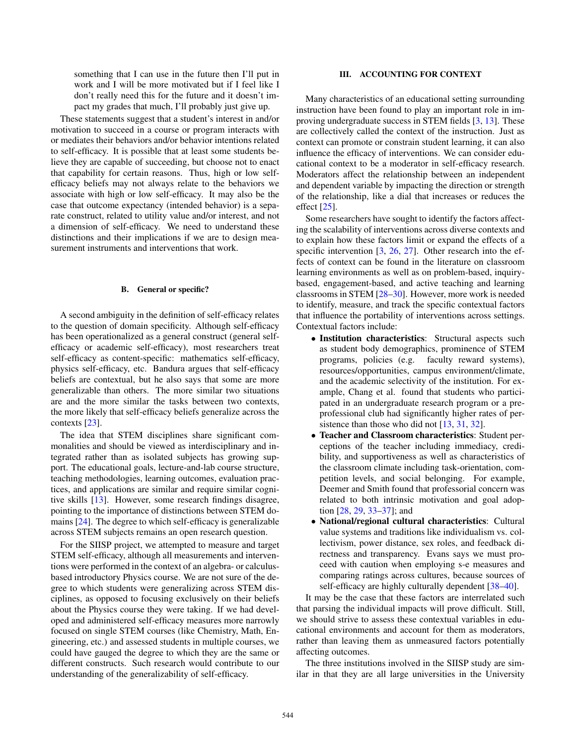> something that I can use in the future then I'll put in work and I will be more motivated but if I feel like I don't really need this for the future and it doesn't impact my grades that much, I'll probably just give up.

These statements suggest that a student's interest in and/or motivation to succeed in a course or program interacts with or mediates their behaviors and/or behavior intentions related to self-efficacy. It is possible that at least some students believe they are capable of succeeding, but choose not to enact that capability for certain reasons. Thus, high or low self-efficacy beliefs may not always relate to the behaviors we associate with high or low self-efficacy. It may also be the case that outcome expectancy (intended behavior) is a separate construct, related to utility value and/or interest, and not a dimension of self-efficacy. We need to understand these distinctions and their implications if we are to design measurement instruments and interventions that work.

### B. General or specific?

A second ambiguity in the definition of self-efficacy relates to the question of domain specificity. Although self-efficacy has been operationalized as a general construct (general self-efficacy or academic self-efficacy), most researchers treat self-efficacy as content-specific: mathematics self-efficacy, physics self-efficacy, etc. Bandura argues that self-efficacy beliefs are contextual, but he also says that some are more generalizable than others. The more similar two situations are and the more similar the tasks between two contexts, the more likely that self-efficacy beliefs generalize across the contexts [23].

The idea that STEM disciplines share significant commonalities and should be viewed as interdisciplinary and integrated rather than as isolated subjects has growing support. The educational goals, lecture-and-lab course structure, teaching methodologies, learning outcomes, evaluation practices, and applications are similar and require similar cognitive skills [13]. However, some research findings disagree, pointing to the importance of distinctions between STEM domains [24]. The degree to which self-efficacy is generalizable across STEM subjects remains an open research question.

For the SIISP project, we attempted to measure and target STEM self-efficacy, although all measurements and interventions were performed in the context of an algebra- or calculus-based introductory Physics course. We are not sure of the degree to which students were generalizing across STEM disciplines, as opposed to focusing exclusively on their beliefs about the Physics course they were taking. If we had developed and administered self-efficacy measures more narrowly focused on single STEM courses (like Chemistry, Math, Engineering, etc.) and assessed students in multiple courses, we could have gauged the degree to which they are the same or different constructs. Such research would contribute to our understanding of the generalizability of self-efficacy.

## III. ACCOUNTING FOR CONTEXT

Many characteristics of an educational setting surrounding instruction have been found to play an important role in improving undergraduate success in STEM fields [3, 13]. These are collectively called the context of the instruction. Just as context can promote or constrain student learning, it can also influence the efficacy of interventions. We can consider educational context to be a moderator in self-efficacy research. Moderators affect the relationship between an independent and dependent variable by impacting the direction or strength of the relationship, like a dial that increases or reduces the effect [25].

Some researchers have sought to identify the factors affecting the scalability of interventions across diverse contexts and to explain how these factors limit or expand the effects of a specific intervention [3, 26, 27]. Other research into the effects of context can be found in the literature on classroom learning environments as well as on problem-based, inquiry-based, engagement-based, and active teaching and learning classrooms in STEM [28–30]. However, more work is needed to identify, measure, and track the specific contextual factors that influence the portability of interventions across settings. Contextual factors include:

- **Institution characteristics**: Structural aspects such as student body demographics, prominence of STEM programs, policies (e.g. faculty reward systems), resources/opportunities, campus environment/climate, and the academic selectivity of the institution. For example, Chang et al. found that students who participated in an undergraduate research program or a pre-professional club had significantly higher rates of persistence than those who did not [13, 31, 32].
- **Teacher and Classroom characteristics**: Student perceptions of the teacher including immediacy, credibility, and supportiveness as well as characteristics of the classroom climate including task-orientation, competition levels, and social belonging. For example, Deemer and Smith found that professorial concern was related to both intrinsic motivation and goal adoption [28, 29, 33–37]; and
- **National/regional cultural characteristics**: Cultural value systems and traditions like individualism vs. collectivism, power distance, sex roles, and feedback directness and transparency. Evans says we must proceed with caution when employing s-e measures and comparing ratings across cultures, because sources of self-efficacy are highly culturally dependent [38–40].

It may be the case that these factors are interrelated such that parsing the individual impacts will prove difficult. Still, we should strive to assess these contextual variables in educational environments and account for them as moderators, rather than leaving them as unmeasured factors potentially affecting outcomes.

The three institutions involved in the SIISP study are similar in that they are all large universities in the University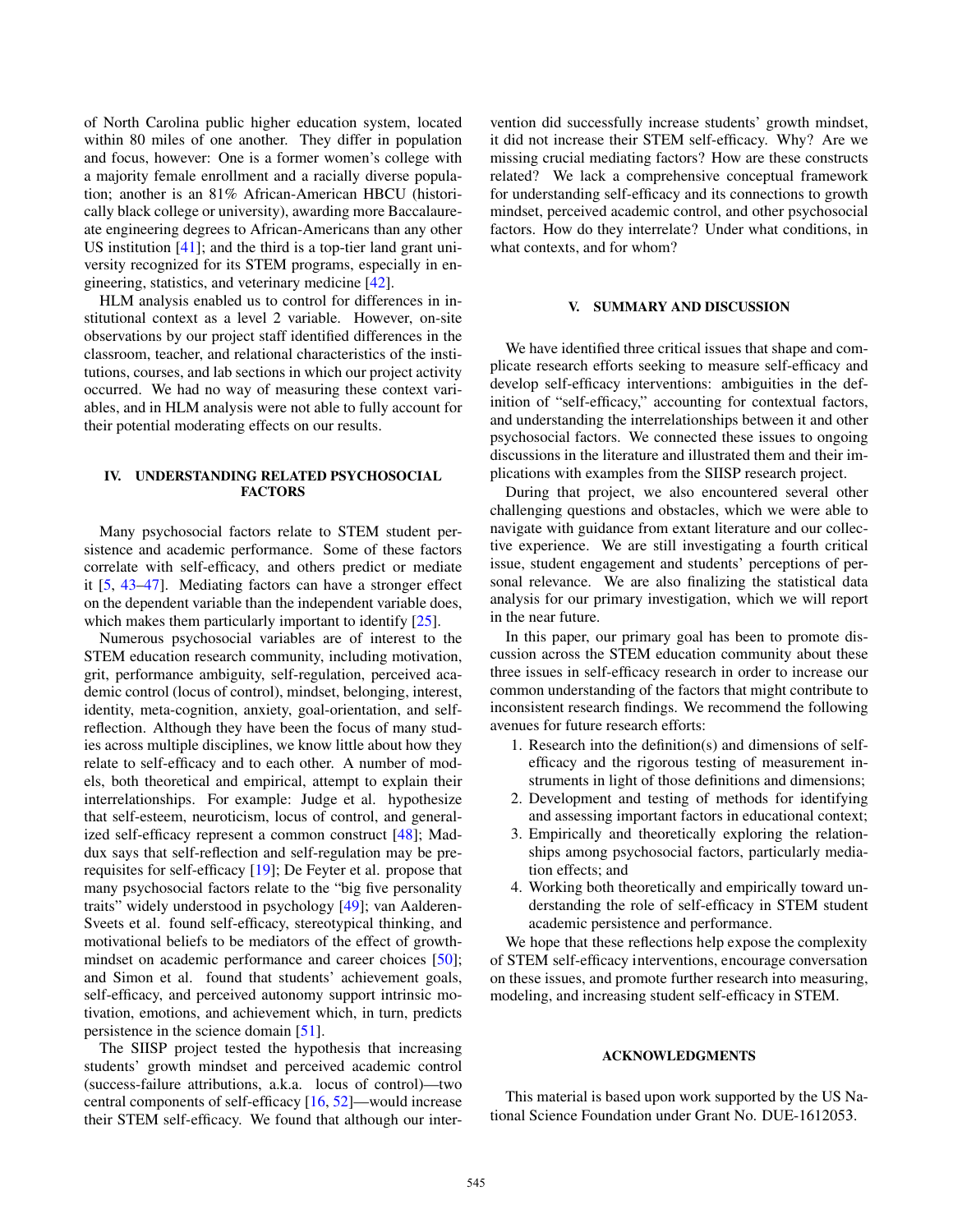of North Carolina public higher education system, located within 80 miles of one another. They differ in population and focus, however: One is a former women's college with a majority female enrollment and a racially diverse population; another is an 81% African-American HBCU (historically black college or university), awarding more Baccalaureate engineering degrees to African-Americans than any other US institution [41]; and the third is a top-tier land grant university recognized for its STEM programs, especially in engineering, statistics, and veterinary medicine [42].

HLM analysis enabled us to control for differences in institutional context as a level 2 variable. However, on-site observations by our project staff identified differences in the classroom, teacher, and relational characteristics of the institutions, courses, and lab sections in which our project activity occurred. We had no way of measuring these context variables, and in HLM analysis were not able to fully account for their potential moderating effects on our results.

## IV. UNDERSTANDING RELATED PSYCHOSOCIAL FACTORS

Many psychosocial factors relate to STEM student persistence and academic performance. Some of these factors correlate with self-efficacy, and others predict or mediate it [5, 43–47]. Mediating factors can have a stronger effect on the dependent variable than the independent variable does, which makes them particularly important to identify [25].

Numerous psychosocial variables are of interest to the STEM education research community, including motivation, grit, performance ambiguity, self-regulation, perceived academic control (locus of control), mindset, belonging, interest, identity, meta-cognition, anxiety, goal-orientation, and self-reflection. Although they have been the focus of many studies across multiple disciplines, we know little about how they relate to self-efficacy and to each other. A number of models, both theoretical and empirical, attempt to explain their interrelationships. For example: Judge et al. hypothesize that self-esteem, neuroticism, locus of control, and generalized self-efficacy represent a common construct [48]; Maddux says that self-reflection and self-regulation may be prerequisites for self-efficacy [19]; De Feyter et al. propose that many psychosocial factors relate to the "big five personality traits" widely understood in psychology [49]; van Aalderen-Sveets et al. found self-efficacy, stereotypical thinking, and motivational beliefs to be mediators of the effect of growth-mindset on academic performance and career choices [50]; and Simon et al. found that students' achievement goals, self-efficacy, and perceived autonomy support intrinsic motivation, emotions, and achievement which, in turn, predicts persistence in the science domain [51].

The SIISP project tested the hypothesis that increasing students' growth mindset and perceived academic control (success-failure attributions, a.k.a. locus of control)—two central components of self-efficacy [16, 52]—would increase their STEM self-efficacy. We found that although our intervention did successfully increase students' growth mindset, it did not increase their STEM self-efficacy. Why? Are we missing crucial mediating factors? How are these constructs related? We lack a comprehensive conceptual framework for understanding self-efficacy and its connections to growth mindset, perceived academic control, and other psychosocial factors. How do they interrelate? Under what conditions, in what contexts, and for whom?

## V. SUMMARY AND DISCUSSION

We have identified three critical issues that shape and complicate research efforts seeking to measure self-efficacy and develop self-efficacy interventions: ambiguities in the definition of "self-efficacy," accounting for contextual factors, and understanding the interrelationships between it and other psychosocial factors. We connected these issues to ongoing discussions in the literature and illustrated them and their implications with examples from the SIISP research project.

During that project, we also encountered several other challenging questions and obstacles, which we were able to navigate with guidance from extant literature and our collective experience. We are still investigating a fourth critical issue, student engagement and students' perceptions of personal relevance. We are also finalizing the statistical data analysis for our primary investigation, which we will report in the near future.

In this paper, our primary goal has been to promote discussion across the STEM education community about these three issues in self-efficacy research in order to increase our common understanding of the factors that might contribute to inconsistent research findings. We recommend the following avenues for future research efforts:

1. Research into the definition(s) and dimensions of self-efficacy and the rigorous testing of measurement instruments in light of those definitions and dimensions;
2. Development and testing of methods for identifying and assessing important factors in educational context;
3. Empirically and theoretically exploring the relationships among psychosocial factors, particularly mediation effects; and
4. Working both theoretically and empirically toward understanding the role of self-efficacy in STEM student academic persistence and performance.

We hope that these reflections help expose the complexity of STEM self-efficacy interventions, encourage conversation on these issues, and promote further research into measuring, modeling, and increasing student self-efficacy in STEM.

## ACKNOWLEDGMENTS

This material is based upon work supported by the US National Science Foundation under Grant No. DUE-1612053.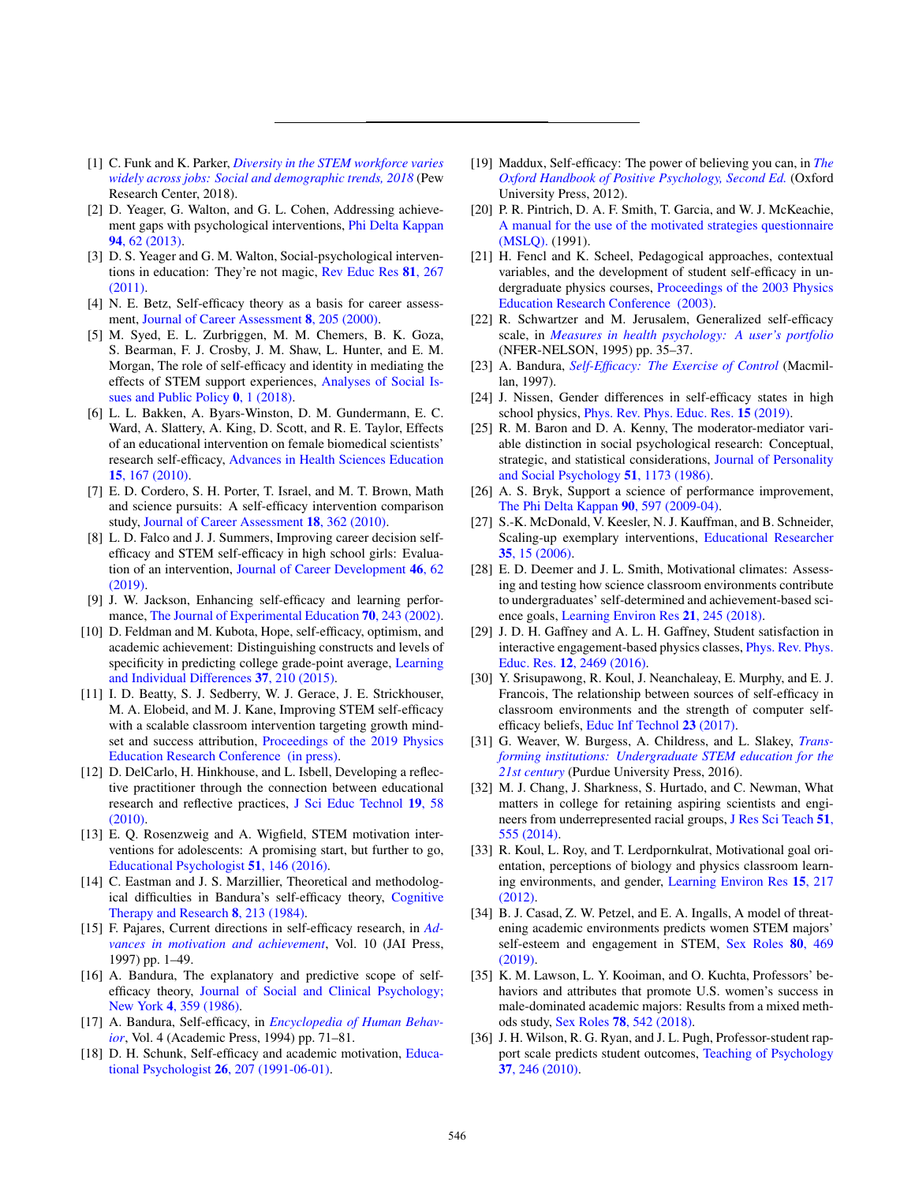[1] C. Funk and K. Parker, *Diversity in the STEM workforce varies widely across jobs: Social and demographic trends, 2018* (Pew Research Center, 2018).

[2] D. Yeager, G. Walton, and G. L. Cohen, Addressing achievement gaps with psychological interventions, Phi Delta Kappan **94**, 62 (2013).

[3] D. S. Yeager and G. M. Walton, Social-psychological interventions in education: They're not magic, Rev Educ Res **81**, 267 (2011).

[4] N. E. Betz, Self-efficacy theory as a basis for career assessment, Journal of Career Assessment **8**, 205 (2000).

[5] M. Syed, E. L. Zurbriggen, M. M. Chemers, B. K. Goza, S. Bearman, F. J. Crosby, J. M. Shaw, L. Hunter, and E. M. Morgan, The role of self-efficacy and identity in mediating the effects of STEM support experiences, Analyses of Social Issues and Public Policy **0**, 1 (2018).

[6] L. L. Bakken, A. Byars-Winston, D. M. Gundermann, E. C. Ward, A. Slattery, A. King, D. Scott, and R. E. Taylor, Effects of an educational intervention on female biomedical scientists' research self-efficacy, Advances in Health Sciences Education **15**, 167 (2010).

[7] E. D. Cordero, S. H. Porter, T. Israel, and M. T. Brown, Math and science pursuits: A self-efficacy intervention comparison study, Journal of Career Assessment **18**, 362 (2010).

[8] L. D. Falco and J. J. Summers, Improving career decision self-efficacy and STEM self-efficacy in high school girls: Evaluation of an intervention, Journal of Career Development **46**, 62 (2019).

[9] J. W. Jackson, Enhancing self-efficacy and learning performance, The Journal of Experimental Education **70**, 243 (2002).

[10] D. Feldman and M. Kubota, Hope, self-efficacy, optimism, and academic achievement: Distinguishing constructs and levels of specificity in predicting college grade-point average, Learning and Individual Differences **37**, 210 (2015).

[11] I. D. Beatty, S. J. Sedberry, W. J. Gerace, J. E. Strickhouser, M. A. Elobeid, and M. J. Kane, Improving STEM self-efficacy with a scalable classroom intervention targeting growth mindset and success attribution, Proceedings of the 2019 Physics Education Research Conference (in press).

[12] D. DelCarlo, H. Hinkhouse, and L. Isbell, Developing a reflective practitioner through the connection between educational research and reflective practices, J Sci Educ Technol **19**, 58 (2010).

[13] E. Q. Rosenzweig and A. Wigfield, STEM motivation interventions for adolescents: A promising start, but further to go, Educational Psychologist **51**, 146 (2016).

[14] C. Eastman and J. S. Marzillier, Theoretical and methodological difficulties in Bandura's self-efficacy theory, Cognitive Therapy and Research **8**, 213 (1984).

[15] F. Pajares, Current directions in self-efficacy research, in *Advances in motivation and achievement*, Vol. 10 (JAI Press, 1997) pp. 1–49.

[16] A. Bandura, The explanatory and predictive scope of self-efficacy theory, Journal of Social and Clinical Psychology; New York **4**, 359 (1986).

[17] A. Bandura, Self-efficacy, in *Encyclopedia of Human Behavior*, Vol. 4 (Academic Press, 1994) pp. 71–81.

[18] D. H. Schunk, Self-efficacy and academic motivation, Educational Psychologist **26**, 207 (1991-06-01).

[19] Maddux, Self-efficacy: The power of believing you can, in *The Oxford Handbook of Positive Psychology, Second Ed.* (Oxford University Press, 2012).

[20] P. R. Pintrich, D. A. F. Smith, T. Garcia, and W. J. McKeachie, A manual for the use of the motivated strategies questionnaire (MSLQ). (1991).

[21] H. Fencl and K. Scheel, Pedagogical approaches, contextual variables, and the development of student self-efficacy in undergraduate physics courses, Proceedings of the 2003 Physics Education Research Conference (2003).

[22] R. Schwartzer and M. Jerusalem, Generalized self-efficacy scale, in *Measures in health psychology: A user's portfolio* (NFER-NELSON, 1995) pp. 35–37.

[23] A. Bandura, *Self-Efficacy: The Exercise of Control* (Macmillan, 1997).

[24] J. Nissen, Gender differences in self-efficacy states in high school physics, Phys. Rev. Phys. Educ. Res. **15** (2019).

[25] R. M. Baron and D. A. Kenny, The moderator-mediator variable distinction in social psychological research: Conceptual, strategic, and statistical considerations, Journal of Personality and Social Psychology **51**, 1173 (1986).

[26] A. S. Bryk, Support a science of performance improvement, The Phi Delta Kappan **90**, 597 (2009-04).

[27] S.-K. McDonald, V. Keesler, N. J. Kauffman, and B. Schneider, Scaling-up exemplary interventions, Educational Researcher **35**, 15 (2006).

[28] E. D. Deemer and J. L. Smith, Motivational climates: Assessing and testing how science classroom environments contribute to undergraduates' self-determined and achievement-based science goals, Learning Environ Res **21**, 245 (2018).

[29] J. D. H. Gaffney and A. L. H. Gaffney, Student satisfaction in interactive engagement-based physics classes, Phys. Rev. Phys. Educ. Res. **12**, 2469 (2016).

[30] Y. Srisupawong, R. Koul, J. Neanchaleay, E. Murphy, and E. J. Francois, The relationship between sources of self-efficacy in classroom environments and the strength of computer self-efficacy beliefs, Educ Inf Technol **23** (2017).

[31] G. Weaver, W. Burgess, A. Childress, and L. Slakey, *Transforming institutions: Undergraduate STEM education for the 21st century* (Purdue University Press, 2016).

[32] M. J. Chang, J. Sharkness, S. Hurtado, and C. Newman, What matters in college for retaining aspiring scientists and engineers from underrepresented racial groups, J Res Sci Teach **51**, 555 (2014).

[33] R. Koul, L. Roy, and T. Lerdpornkulrat, Motivational goal orientation, perceptions of biology and physics classroom learning environments, and gender, Learning Environ Res **15**, 217 (2012).

[34] B. J. Casad, Z. W. Petzel, and E. A. Ingalls, A model of threatening academic environments predicts women STEM majors' self-esteem and engagement in STEM, Sex Roles **80**, 469 (2019).

[35] K. M. Lawson, L. Y. Kooiman, and O. Kuchta, Professors' behaviors and attributes that promote U.S. women's success in male-dominated academic majors: Results from a mixed methods study, Sex Roles **78**, 542 (2018).

[36] J. H. Wilson, R. G. Ryan, and J. L. Pugh, Professor-student rapport scale predicts student outcomes, Teaching of Psychology **37**, 246 (2010).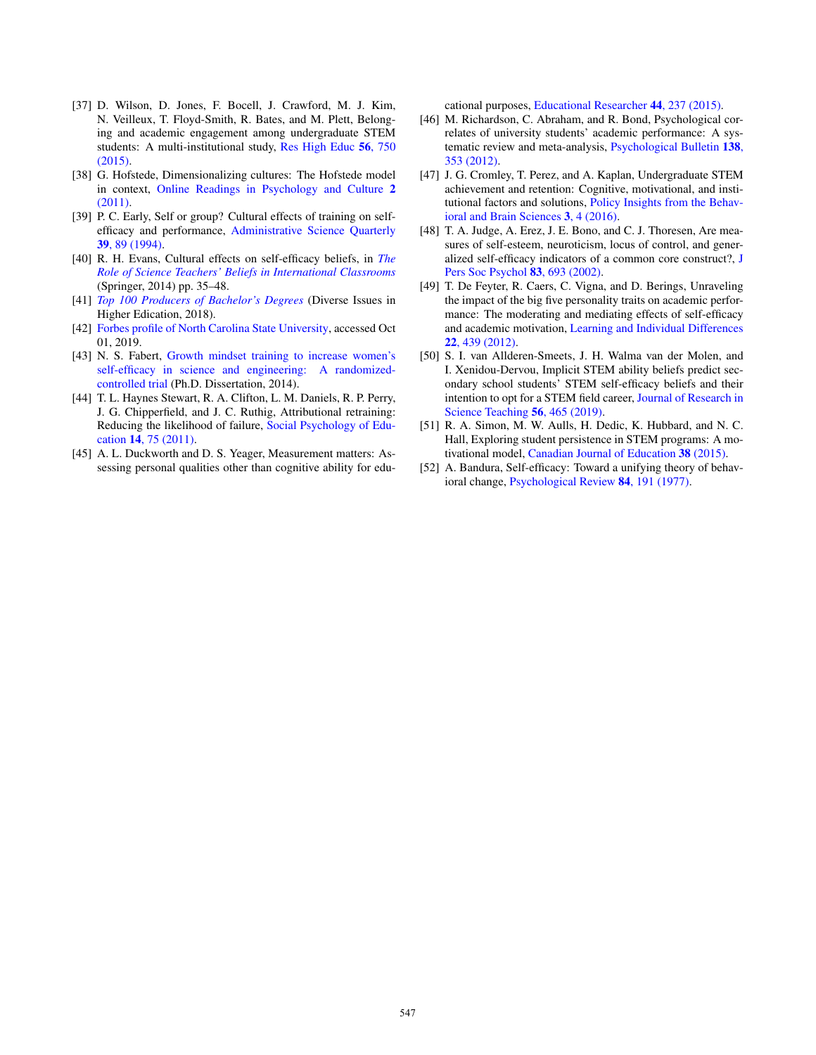[37] D. Wilson, D. Jones, F. Bocell, J. Crawford, M. J. Kim, N. Veilleux, T. Floyd-Smith, R. Bates, and M. Plett, Belonging and academic engagement among undergraduate STEM students: A multi-institutional study, Res High Educ **56**, 750 (2015).

[38] G. Hofstede, Dimensionalizing cultures: The Hofstede model in context, Online Readings in Psychology and Culture **2** (2011).

[39] P. C. Early, Self or group? Cultural effects of training on self-efficacy and performance, Administrative Science Quarterly **39**, 89 (1994).

[40] R. H. Evans, Cultural effects on self-efficacy beliefs, in *The Role of Science Teachers' Beliefs in International Classrooms* (Springer, 2014) pp. 35–48.

[41] *Top 100 Producers of Bachelor's Degrees* (Diverse Issues in Higher Education, 2018).

[42] Forbes profile of North Carolina State University, accessed Oct 01, 2019.

[43] N. S. Fabert, Growth mindset training to increase women's self-efficacy in science and engineering: A randomized-controlled trial (Ph.D. Dissertation, 2014).

[44] T. L. Haynes Stewart, R. A. Clifton, L. M. Daniels, R. P. Perry, J. G. Chipperfield, and J. C. Ruthig, Attributional retraining: Reducing the likelihood of failure, Social Psychology of Education **14**, 75 (2011).

[45] A. L. Duckworth and D. S. Yeager, Measurement matters: Assessing personal qualities other than cognitive ability for educational purposes, Educational Researcher **44**, 237 (2015).

[46] M. Richardson, C. Abraham, and R. Bond, Psychological correlates of university students' academic performance: A systematic review and meta-analysis, Psychological Bulletin **138**, 353 (2012).

[47] J. G. Cromley, T. Perez, and A. Kaplan, Undergraduate STEM achievement and retention: Cognitive, motivational, and institutional factors and solutions, Policy Insights from the Behavioral and Brain Sciences **3**, 4 (2016).

[48] T. A. Judge, A. Erez, J. E. Bono, and C. J. Thoresen, Are measures of self-esteem, neuroticism, locus of control, and generalized self-efficacy indicators of a common core construct?, J Pers Soc Psychol **83**, 693 (2002).

[49] T. De Feyter, R. Caers, C. Vigna, and D. Berings, Unraveling the impact of the big five personality traits on academic performance: The moderating and mediating effects of self-efficacy and academic motivation, Learning and Individual Differences **22**, 439 (2012).

[50] S. I. van Allderen-Smeets, J. H. Walma van der Molen, and I. Xenidou-Dervou, Implicit STEM ability beliefs predict secondary school students' STEM self-efficacy beliefs and their intention to opt for a STEM field career, Journal of Research in Science Teaching **56**, 465 (2019).

[51] R. A. Simon, M. W. Aulls, H. Dedic, K. Hubbard, and N. C. Hall, Exploring student persistence in STEM programs: A motivational model, Canadian Journal of Education **38** (2015).

[52] A. Bandura, Self-efficacy: Toward a unifying theory of behavioral change, Psychological Review **84**, 191 (1977).